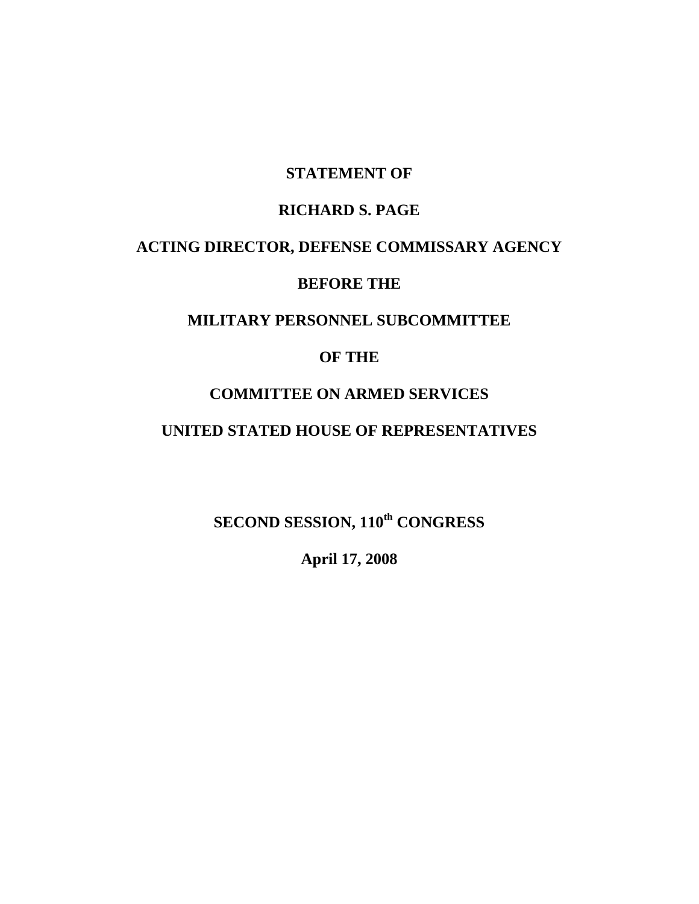**STATEMENT OF**

**RICHARD S. PAGE**

**ACTING DIRECTOR, DEFENSE COMMISSARY AGENCY**

**BEFORE THE**

**MILITARY PERSONNEL SUBCOMMITTEE**

**OF THE**

**COMMITTEE ON ARMED SERVICES**

**UNITED STATED HOUSE OF REPRESENTATIVES**

**SECOND SESSION, 110th CONGRESS**

**April 17, 2008**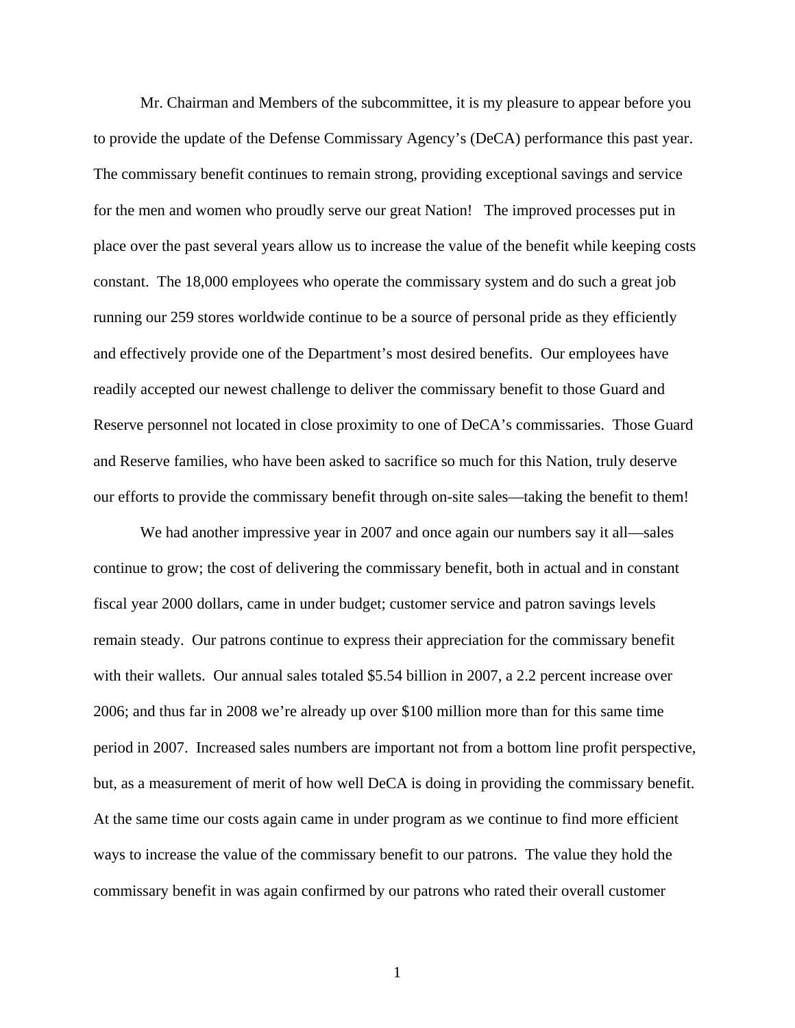Mr. Chairman and Members of the subcommittee, it is my pleasure to appear before you to provide the update of the Defense Commissary Agency's (DeCA) performance this past year. The commissary benefit continues to remain strong, providing exceptional savings and service for the men and women who proudly serve our great Nation! The improved processes put in place over the past several years allow us to increase the value of the benefit while keeping costs constant. The 18,000 employees who operate the commissary system and do such a great job running our 259 stores worldwide continue to be a source of personal pride as they efficiently and effectively provide one of the Department's most desired benefits. Our employees have readily accepted our newest challenge to deliver the commissary benefit to those Guard and Reserve personnel not located in close proximity to one of DeCA's commissaries. Those Guard and Reserve families, who have been asked to sacrifice so much for this Nation, truly deserve our efforts to provide the commissary benefit through on-site sales—taking the benefit to them!

We had another impressive year in 2007 and once again our numbers say it all—sales continue to grow; the cost of delivering the commissary benefit, both in actual and in constant fiscal year 2000 dollars, came in under budget; customer service and patron savings levels remain steady. Our patrons continue to express their appreciation for the commissary benefit with their wallets. Our annual sales totaled $5.54 billion in 2007, a 2.2 percent increase over 2006; and thus far in 2008 we're already up over $100 million more than for this same time period in 2007. Increased sales numbers are important not from a bottom line profit perspective, but, as a measurement of merit of how well DeCA is doing in providing the commissary benefit. At the same time our costs again came in under program as we continue to find more efficient ways to increase the value of the commissary benefit to our patrons. The value they hold the commissary benefit in was again confirmed by our patrons who rated their overall customer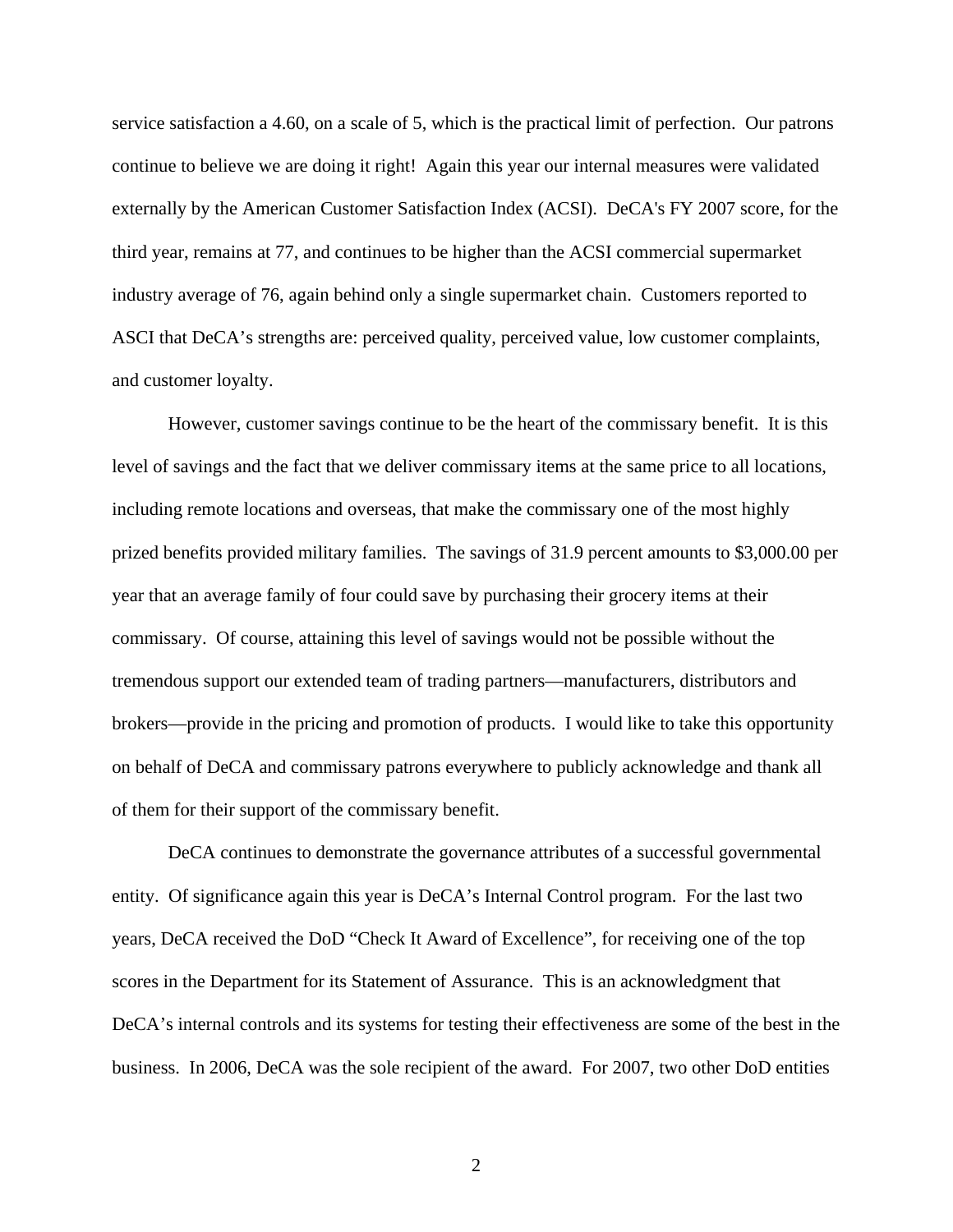service satisfaction a 4.60, on a scale of 5, which is the practical limit of perfection. Our patrons continue to believe we are doing it right! Again this year our internal measures were validated externally by the American Customer Satisfaction Index (ACSI). DeCA's FY 2007 score, for the third year, remains at 77, and continues to be higher than the ACSI commercial supermarket industry average of 76, again behind only a single supermarket chain. Customers reported to ASCI that DeCA's strengths are: perceived quality, perceived value, low customer complaints, and customer loyalty.

However, customer savings continue to be the heart of the commissary benefit. It is this level of savings and the fact that we deliver commissary items at the same price to all locations, including remote locations and overseas, that make the commissary one of the most highly prized benefits provided military families. The savings of 31.9 percent amounts to $3,000.00 per year that an average family of four could save by purchasing their grocery items at their commissary. Of course, attaining this level of savings would not be possible without the tremendous support our extended team of trading partners—manufacturers, distributors and brokers—provide in the pricing and promotion of products. I would like to take this opportunity on behalf of DeCA and commissary patrons everywhere to publicly acknowledge and thank all of them for their support of the commissary benefit.

DeCA continues to demonstrate the governance attributes of a successful governmental entity. Of significance again this year is DeCA's Internal Control program. For the last two years, DeCA received the DoD "Check It Award of Excellence", for receiving one of the top scores in the Department for its Statement of Assurance. This is an acknowledgment that DeCA's internal controls and its systems for testing their effectiveness are some of the best in the business. In 2006, DeCA was the sole recipient of the award. For 2007, two other DoD entities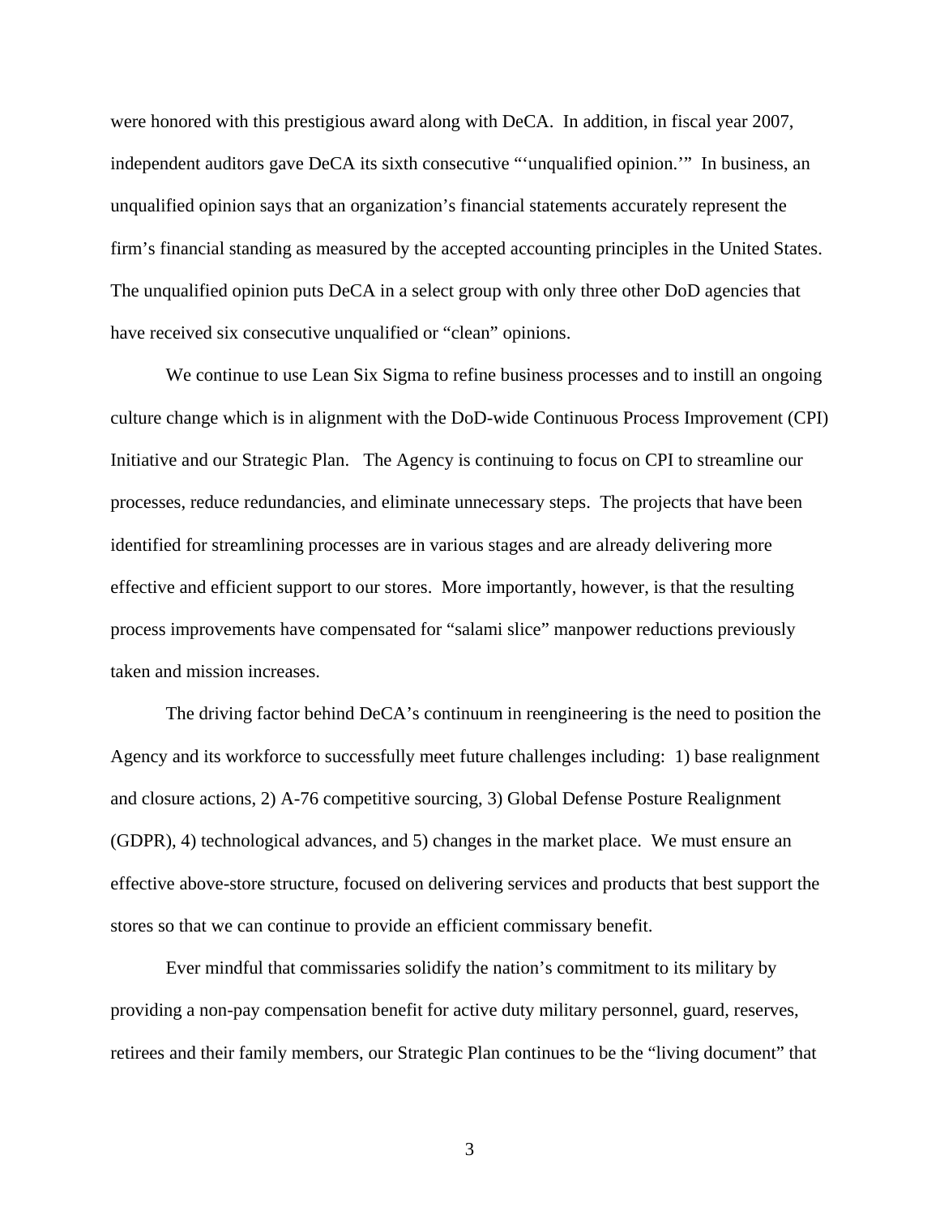were honored with this prestigious award along with DeCA. In addition, in fiscal year 2007, independent auditors gave DeCA its sixth consecutive "'unqualified opinion.'" In business, an unqualified opinion says that an organization's financial statements accurately represent the firm's financial standing as measured by the accepted accounting principles in the United States. The unqualified opinion puts DeCA in a select group with only three other DoD agencies that have received six consecutive unqualified or "clean" opinions.

We continue to use Lean Six Sigma to refine business processes and to instill an ongoing culture change which is in alignment with the DoD-wide Continuous Process Improvement (CPI) Initiative and our Strategic Plan. The Agency is continuing to focus on CPI to streamline our processes, reduce redundancies, and eliminate unnecessary steps. The projects that have been identified for streamlining processes are in various stages and are already delivering more effective and efficient support to our stores. More importantly, however, is that the resulting process improvements have compensated for "salami slice" manpower reductions previously taken and mission increases.

The driving factor behind DeCA's continuum in reengineering is the need to position the Agency and its workforce to successfully meet future challenges including: 1) base realignment and closure actions, 2) A-76 competitive sourcing, 3) Global Defense Posture Realignment (GDPR), 4) technological advances, and 5) changes in the market place. We must ensure an effective above-store structure, focused on delivering services and products that best support the stores so that we can continue to provide an efficient commissary benefit.

Ever mindful that commissaries solidify the nation's commitment to its military by providing a non-pay compensation benefit for active duty military personnel, guard, reserves, retirees and their family members, our Strategic Plan continues to be the "living document" that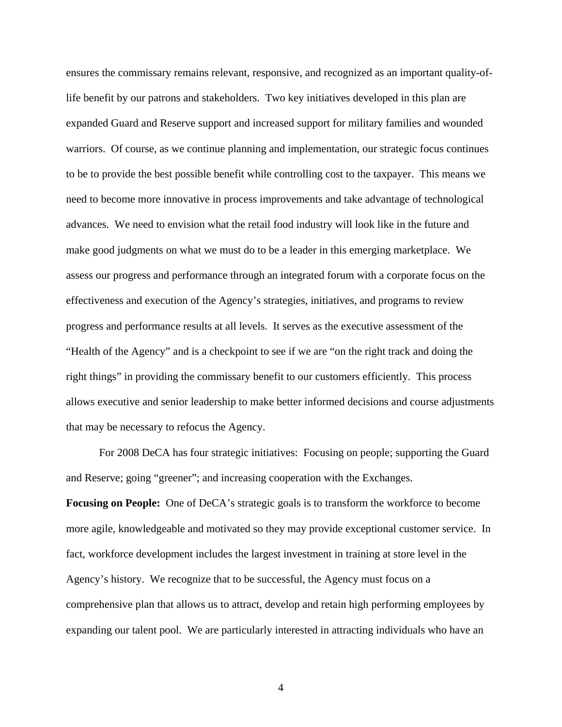ensures the commissary remains relevant, responsive, and recognized as an important quality-of-life benefit by our patrons and stakeholders. Two key initiatives developed in this plan are expanded Guard and Reserve support and increased support for military families and wounded warriors. Of course, as we continue planning and implementation, our strategic focus continues to be to provide the best possible benefit while controlling cost to the taxpayer. This means we need to become more innovative in process improvements and take advantage of technological advances. We need to envision what the retail food industry will look like in the future and make good judgments on what we must do to be a leader in this emerging marketplace. We assess our progress and performance through an integrated forum with a corporate focus on the effectiveness and execution of the Agency's strategies, initiatives, and programs to review progress and performance results at all levels. It serves as the executive assessment of the "Health of the Agency" and is a checkpoint to see if we are "on the right track and doing the right things" in providing the commissary benefit to our customers efficiently. This process allows executive and senior leadership to make better informed decisions and course adjustments that may be necessary to refocus the Agency.

For 2008 DeCA has four strategic initiatives: Focusing on people; supporting the Guard and Reserve; going "greener"; and increasing cooperation with the Exchanges.

**Focusing on People:** One of DeCA's strategic goals is to transform the workforce to become more agile, knowledgeable and motivated so they may provide exceptional customer service. In fact, workforce development includes the largest investment in training at store level in the Agency's history. We recognize that to be successful, the Agency must focus on a comprehensive plan that allows us to attract, develop and retain high performing employees by expanding our talent pool. We are particularly interested in attracting individuals who have an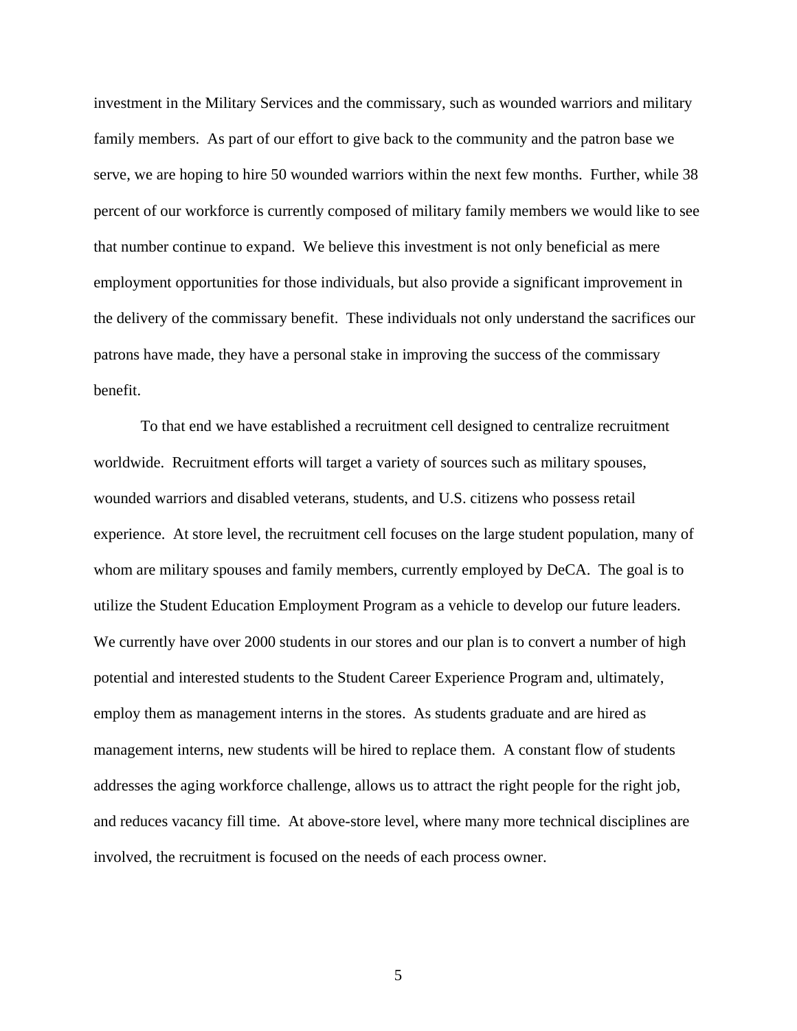investment in the Military Services and the commissary, such as wounded warriors and military family members. As part of our effort to give back to the community and the patron base we serve, we are hoping to hire 50 wounded warriors within the next few months. Further, while 38 percent of our workforce is currently composed of military family members we would like to see that number continue to expand. We believe this investment is not only beneficial as mere employment opportunities for those individuals, but also provide a significant improvement in the delivery of the commissary benefit. These individuals not only understand the sacrifices our patrons have made, they have a personal stake in improving the success of the commissary benefit.

To that end we have established a recruitment cell designed to centralize recruitment worldwide. Recruitment efforts will target a variety of sources such as military spouses, wounded warriors and disabled veterans, students, and U.S. citizens who possess retail experience. At store level, the recruitment cell focuses on the large student population, many of whom are military spouses and family members, currently employed by DeCA. The goal is to utilize the Student Education Employment Program as a vehicle to develop our future leaders. We currently have over 2000 students in our stores and our plan is to convert a number of high potential and interested students to the Student Career Experience Program and, ultimately, employ them as management interns in the stores. As students graduate and are hired as management interns, new students will be hired to replace them. A constant flow of students addresses the aging workforce challenge, allows us to attract the right people for the right job, and reduces vacancy fill time. At above-store level, where many more technical disciplines are involved, the recruitment is focused on the needs of each process owner.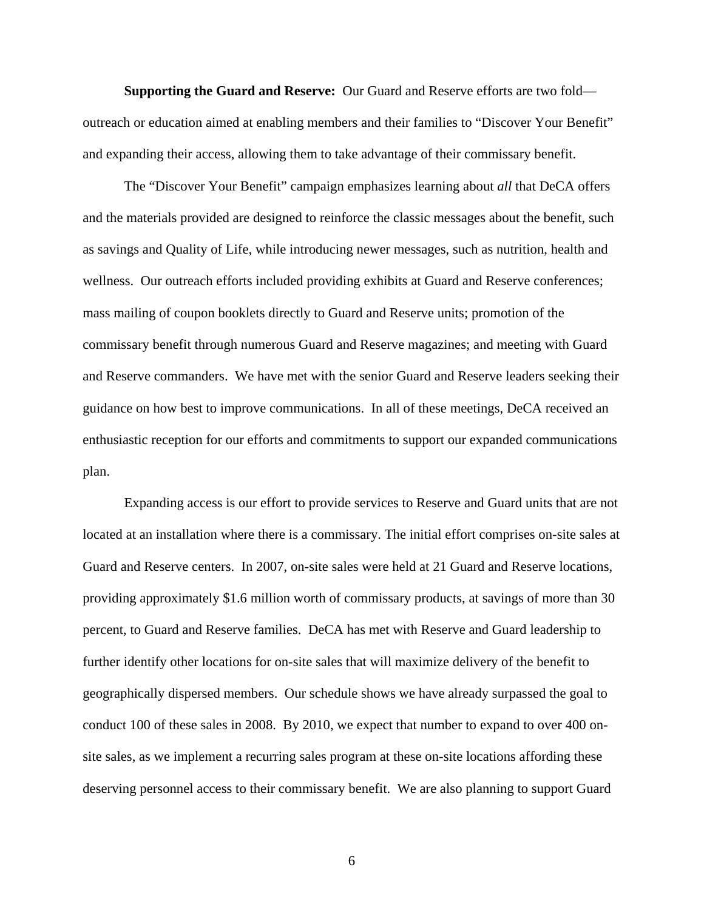**Supporting the Guard and Reserve:** Our Guard and Reserve efforts are two fold—outreach or education aimed at enabling members and their families to "Discover Your Benefit" and expanding their access, allowing them to take advantage of their commissary benefit.

The "Discover Your Benefit" campaign emphasizes learning about *all* that DeCA offers and the materials provided are designed to reinforce the classic messages about the benefit, such as savings and Quality of Life, while introducing newer messages, such as nutrition, health and wellness. Our outreach efforts included providing exhibits at Guard and Reserve conferences; mass mailing of coupon booklets directly to Guard and Reserve units; promotion of the commissary benefit through numerous Guard and Reserve magazines; and meeting with Guard and Reserve commanders. We have met with the senior Guard and Reserve leaders seeking their guidance on how best to improve communications. In all of these meetings, DeCA received an enthusiastic reception for our efforts and commitments to support our expanded communications plan.

Expanding access is our effort to provide services to Reserve and Guard units that are not located at an installation where there is a commissary. The initial effort comprises on-site sales at Guard and Reserve centers. In 2007, on-site sales were held at 21 Guard and Reserve locations, providing approximately $1.6 million worth of commissary products, at savings of more than 30 percent, to Guard and Reserve families. DeCA has met with Reserve and Guard leadership to further identify other locations for on-site sales that will maximize delivery of the benefit to geographically dispersed members. Our schedule shows we have already surpassed the goal to conduct 100 of these sales in 2008. By 2010, we expect that number to expand to over 400 on-site sales, as we implement a recurring sales program at these on-site locations affording these deserving personnel access to their commissary benefit. We are also planning to support Guard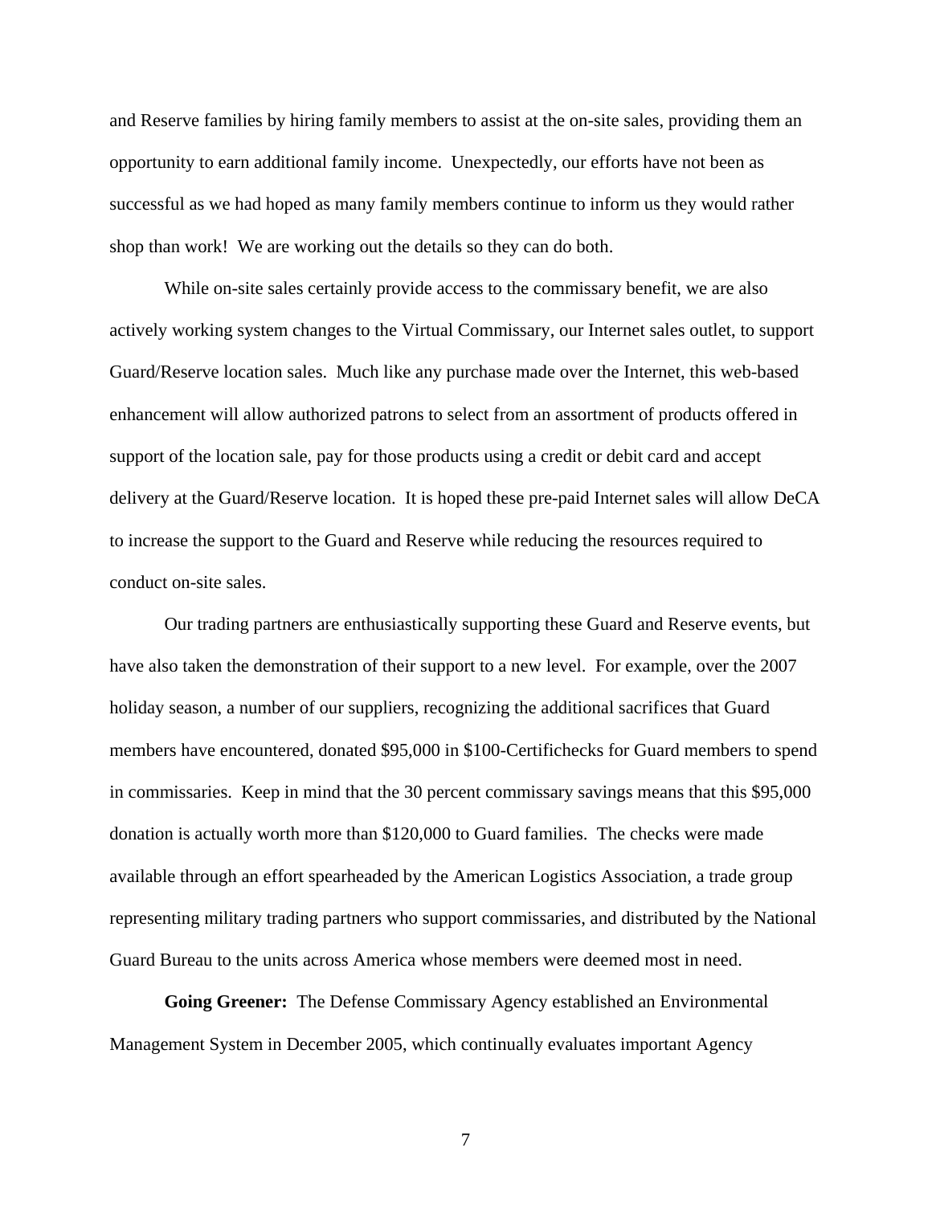and Reserve families by hiring family members to assist at the on-site sales, providing them an opportunity to earn additional family income. Unexpectedly, our efforts have not been as successful as we had hoped as many family members continue to inform us they would rather shop than work! We are working out the details so they can do both.

While on-site sales certainly provide access to the commissary benefit, we are also actively working system changes to the Virtual Commissary, our Internet sales outlet, to support Guard/Reserve location sales. Much like any purchase made over the Internet, this web-based enhancement will allow authorized patrons to select from an assortment of products offered in support of the location sale, pay for those products using a credit or debit card and accept delivery at the Guard/Reserve location. It is hoped these pre-paid Internet sales will allow DeCA to increase the support to the Guard and Reserve while reducing the resources required to conduct on-site sales.

Our trading partners are enthusiastically supporting these Guard and Reserve events, but have also taken the demonstration of their support to a new level. For example, over the 2007 holiday season, a number of our suppliers, recognizing the additional sacrifices that Guard members have encountered, donated $95,000 in $100-Certifichecks for Guard members to spend in commissaries. Keep in mind that the 30 percent commissary savings means that this $95,000 donation is actually worth more than $120,000 to Guard families. The checks were made available through an effort spearheaded by the American Logistics Association, a trade group representing military trading partners who support commissaries, and distributed by the National Guard Bureau to the units across America whose members were deemed most in need.

**Going Greener:** The Defense Commissary Agency established an Environmental Management System in December 2005, which continually evaluates important Agency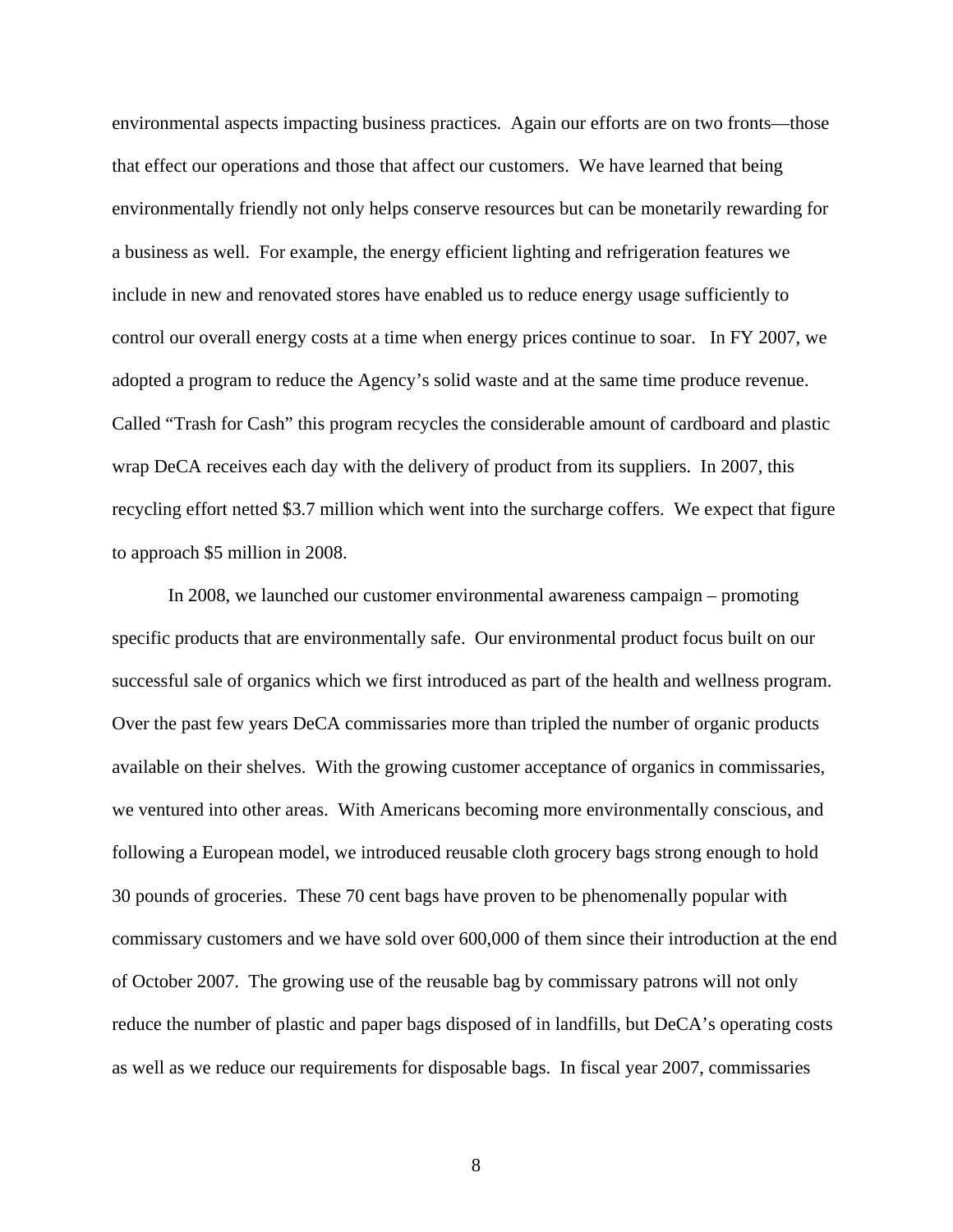environmental aspects impacting business practices. Again our efforts are on two fronts—those that effect our operations and those that affect our customers. We have learned that being environmentally friendly not only helps conserve resources but can be monetarily rewarding for a business as well. For example, the energy efficient lighting and refrigeration features we include in new and renovated stores have enabled us to reduce energy usage sufficiently to control our overall energy costs at a time when energy prices continue to soar. In FY 2007, we adopted a program to reduce the Agency's solid waste and at the same time produce revenue. Called "Trash for Cash" this program recycles the considerable amount of cardboard and plastic wrap DeCA receives each day with the delivery of product from its suppliers. In 2007, this recycling effort netted $3.7 million which went into the surcharge coffers. We expect that figure to approach $5 million in 2008.

In 2008, we launched our customer environmental awareness campaign – promoting specific products that are environmentally safe. Our environmental product focus built on our successful sale of organics which we first introduced as part of the health and wellness program. Over the past few years DeCA commissaries more than tripled the number of organic products available on their shelves. With the growing customer acceptance of organics in commissaries, we ventured into other areas. With Americans becoming more environmentally conscious, and following a European model, we introduced reusable cloth grocery bags strong enough to hold 30 pounds of groceries. These 70 cent bags have proven to be phenomenally popular with commissary customers and we have sold over 600,000 of them since their introduction at the end of October 2007. The growing use of the reusable bag by commissary patrons will not only reduce the number of plastic and paper bags disposed of in landfills, but DeCA's operating costs as well as we reduce our requirements for disposable bags. In fiscal year 2007, commissaries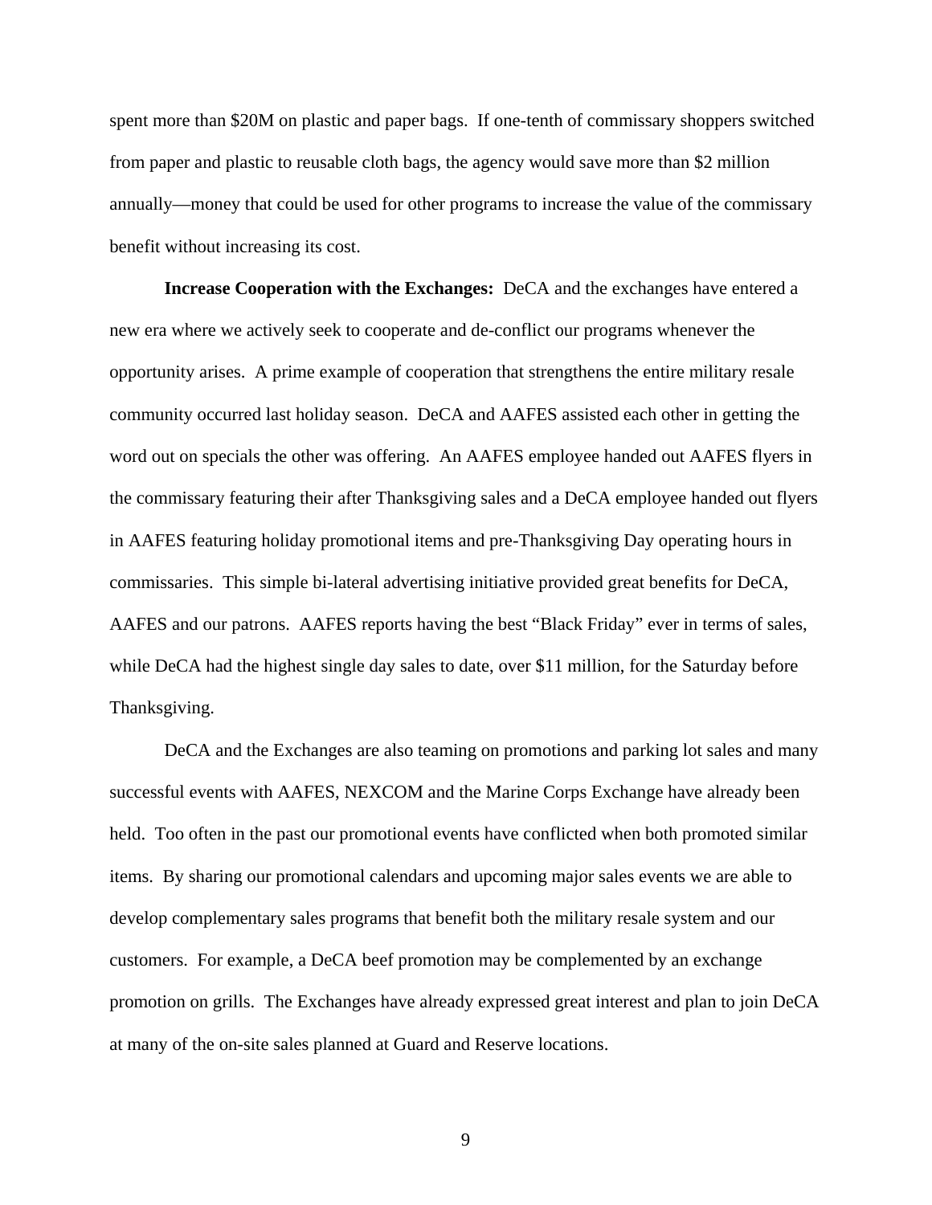spent more than $20M on plastic and paper bags. If one-tenth of commissary shoppers switched from paper and plastic to reusable cloth bags, the agency would save more than $2 million annually—money that could be used for other programs to increase the value of the commissary benefit without increasing its cost.

**Increase Cooperation with the Exchanges:** DeCA and the exchanges have entered a new era where we actively seek to cooperate and de-conflict our programs whenever the opportunity arises. A prime example of cooperation that strengthens the entire military resale community occurred last holiday season. DeCA and AAFES assisted each other in getting the word out on specials the other was offering. An AAFES employee handed out AAFES flyers in the commissary featuring their after Thanksgiving sales and a DeCA employee handed out flyers in AAFES featuring holiday promotional items and pre-Thanksgiving Day operating hours in commissaries. This simple bi-lateral advertising initiative provided great benefits for DeCA, AAFES and our patrons. AAFES reports having the best "Black Friday" ever in terms of sales, while DeCA had the highest single day sales to date, over $11 million, for the Saturday before Thanksgiving.

DeCA and the Exchanges are also teaming on promotions and parking lot sales and many successful events with AAFES, NEXCOM and the Marine Corps Exchange have already been held. Too often in the past our promotional events have conflicted when both promoted similar items. By sharing our promotional calendars and upcoming major sales events we are able to develop complementary sales programs that benefit both the military resale system and our customers. For example, a DeCA beef promotion may be complemented by an exchange promotion on grills. The Exchanges have already expressed great interest and plan to join DeCA at many of the on-site sales planned at Guard and Reserve locations.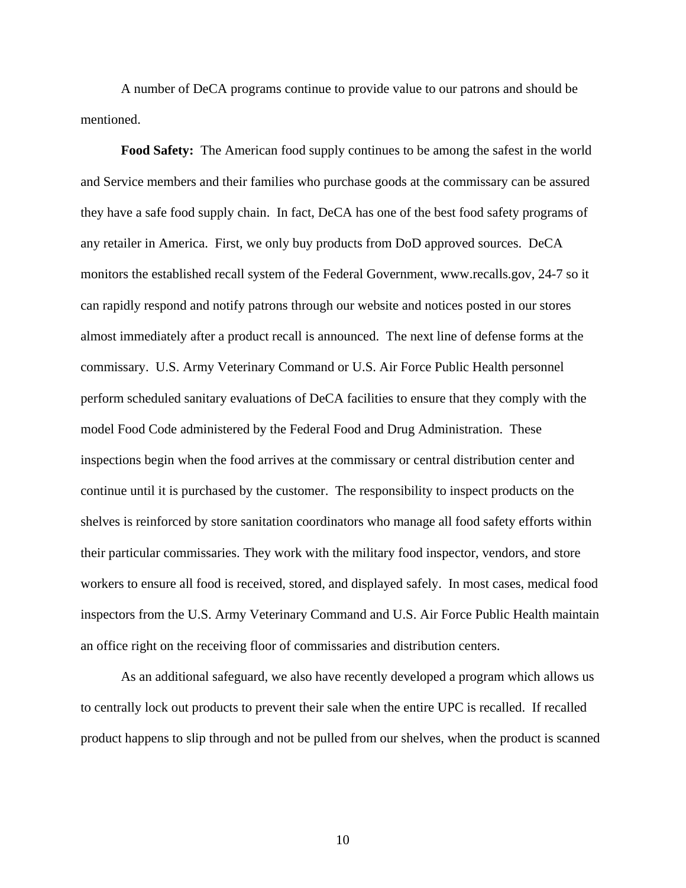A number of DeCA programs continue to provide value to our patrons and should be mentioned.

**Food Safety:** The American food supply continues to be among the safest in the world and Service members and their families who purchase goods at the commissary can be assured they have a safe food supply chain. In fact, DeCA has one of the best food safety programs of any retailer in America. First, we only buy products from DoD approved sources. DeCA monitors the established recall system of the Federal Government, www.recalls.gov, 24-7 so it can rapidly respond and notify patrons through our website and notices posted in our stores almost immediately after a product recall is announced. The next line of defense forms at the commissary. U.S. Army Veterinary Command or U.S. Air Force Public Health personnel perform scheduled sanitary evaluations of DeCA facilities to ensure that they comply with the model Food Code administered by the Federal Food and Drug Administration. These inspections begin when the food arrives at the commissary or central distribution center and continue until it is purchased by the customer. The responsibility to inspect products on the shelves is reinforced by store sanitation coordinators who manage all food safety efforts within their particular commissaries. They work with the military food inspector, vendors, and store workers to ensure all food is received, stored, and displayed safely. In most cases, medical food inspectors from the U.S. Army Veterinary Command and U.S. Air Force Public Health maintain an office right on the receiving floor of commissaries and distribution centers.

As an additional safeguard, we also have recently developed a program which allows us to centrally lock out products to prevent their sale when the entire UPC is recalled. If recalled product happens to slip through and not be pulled from our shelves, when the product is scanned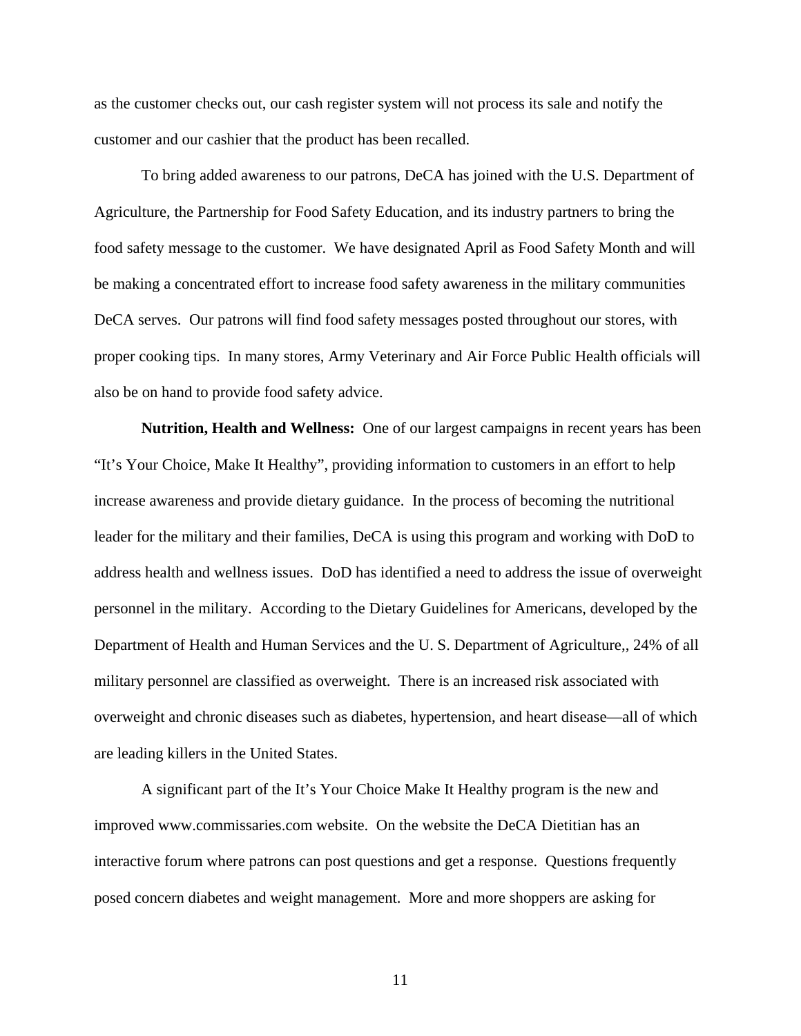as the customer checks out, our cash register system will not process its sale and notify the customer and our cashier that the product has been recalled.

To bring added awareness to our patrons, DeCA has joined with the U.S. Department of Agriculture, the Partnership for Food Safety Education, and its industry partners to bring the food safety message to the customer. We have designated April as Food Safety Month and will be making a concentrated effort to increase food safety awareness in the military communities DeCA serves. Our patrons will find food safety messages posted throughout our stores, with proper cooking tips. In many stores, Army Veterinary and Air Force Public Health officials will also be on hand to provide food safety advice.

**Nutrition, Health and Wellness:** One of our largest campaigns in recent years has been "It's Your Choice, Make It Healthy", providing information to customers in an effort to help increase awareness and provide dietary guidance. In the process of becoming the nutritional leader for the military and their families, DeCA is using this program and working with DoD to address health and wellness issues. DoD has identified a need to address the issue of overweight personnel in the military. According to the Dietary Guidelines for Americans, developed by the Department of Health and Human Services and the U. S. Department of Agriculture,, 24% of all military personnel are classified as overweight. There is an increased risk associated with overweight and chronic diseases such as diabetes, hypertension, and heart disease—all of which are leading killers in the United States.

A significant part of the It's Your Choice Make It Healthy program is the new and improved www.commissaries.com website. On the website the DeCA Dietitian has an interactive forum where patrons can post questions and get a response. Questions frequently posed concern diabetes and weight management. More and more shoppers are asking for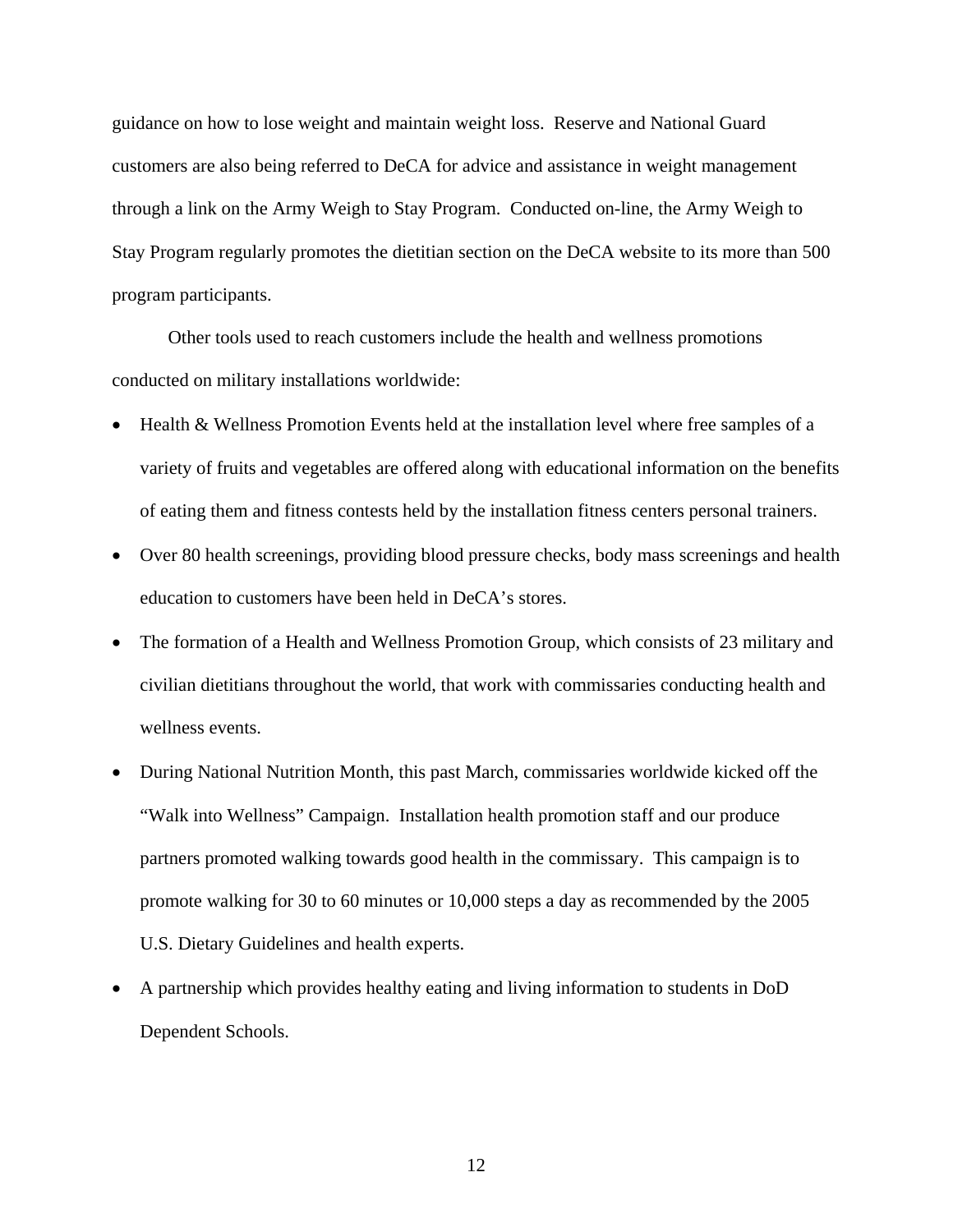guidance on how to lose weight and maintain weight loss. Reserve and National Guard customers are also being referred to DeCA for advice and assistance in weight management through a link on the Army Weigh to Stay Program. Conducted on-line, the Army Weigh to Stay Program regularly promotes the dietitian section on the DeCA website to its more than 500 program participants.

Other tools used to reach customers include the health and wellness promotions conducted on military installations worldwide:

- Health & Wellness Promotion Events held at the installation level where free samples of a variety of fruits and vegetables are offered along with educational information on the benefits of eating them and fitness contests held by the installation fitness centers personal trainers.
- Over 80 health screenings, providing blood pressure checks, body mass screenings and health education to customers have been held in DeCA's stores.
- The formation of a Health and Wellness Promotion Group, which consists of 23 military and civilian dietitians throughout the world, that work with commissaries conducting health and wellness events.
- During National Nutrition Month, this past March, commissaries worldwide kicked off the "Walk into Wellness" Campaign. Installation health promotion staff and our produce partners promoted walking towards good health in the commissary. This campaign is to promote walking for 30 to 60 minutes or 10,000 steps a day as recommended by the 2005 U.S. Dietary Guidelines and health experts.
- A partnership which provides healthy eating and living information to students in DoD Dependent Schools.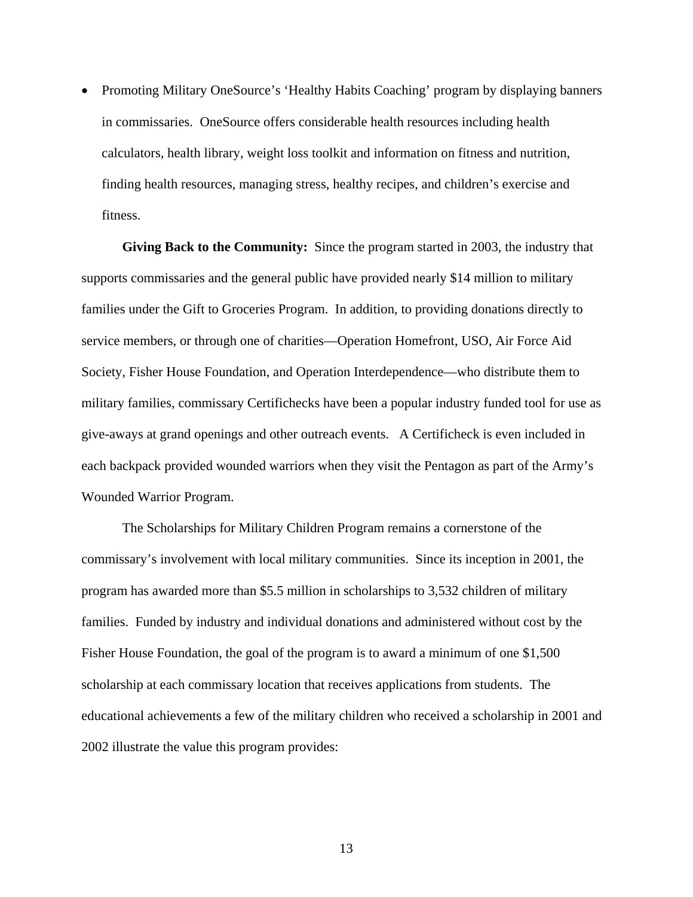- Promoting Military OneSource's 'Healthy Habits Coaching' program by displaying banners in commissaries. OneSource offers considerable health resources including health calculators, health library, weight loss toolkit and information on fitness and nutrition, finding health resources, managing stress, healthy recipes, and children's exercise and fitness.

**Giving Back to the Community:** Since the program started in 2003, the industry that supports commissaries and the general public have provided nearly $14 million to military families under the Gift to Groceries Program. In addition, to providing donations directly to service members, or through one of charities—Operation Homefront, USO, Air Force Aid Society, Fisher House Foundation, and Operation Interdependence—who distribute them to military families, commissary Certifichecks have been a popular industry funded tool for use as give-aways at grand openings and other outreach events. A Certificheck is even included in each backpack provided wounded warriors when they visit the Pentagon as part of the Army's Wounded Warrior Program.

The Scholarships for Military Children Program remains a cornerstone of the commissary's involvement with local military communities. Since its inception in 2001, the program has awarded more than $5.5 million in scholarships to 3,532 children of military families. Funded by industry and individual donations and administered without cost by the Fisher House Foundation, the goal of the program is to award a minimum of one $1,500 scholarship at each commissary location that receives applications from students. The educational achievements a few of the military children who received a scholarship in 2001 and 2002 illustrate the value this program provides: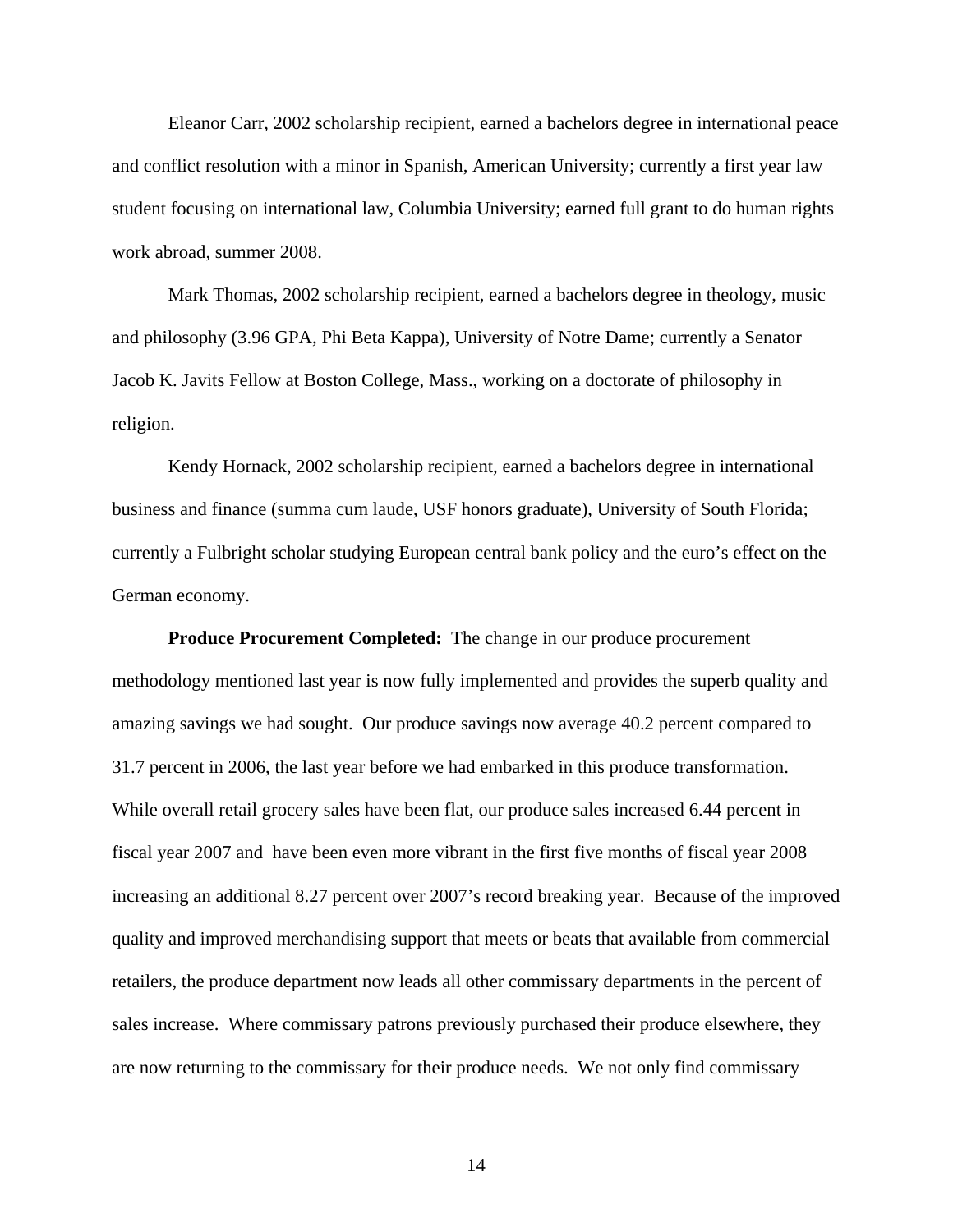Eleanor Carr, 2002 scholarship recipient, earned a bachelors degree in international peace and conflict resolution with a minor in Spanish, American University; currently a first year law student focusing on international law, Columbia University; earned full grant to do human rights work abroad, summer 2008.

Mark Thomas, 2002 scholarship recipient, earned a bachelors degree in theology, music and philosophy (3.96 GPA, Phi Beta Kappa), University of Notre Dame; currently a Senator Jacob K. Javits Fellow at Boston College, Mass., working on a doctorate of philosophy in religion.

Kendy Hornack, 2002 scholarship recipient, earned a bachelors degree in international business and finance (summa cum laude, USF honors graduate), University of South Florida; currently a Fulbright scholar studying European central bank policy and the euro's effect on the German economy.

**Produce Procurement Completed:** The change in our produce procurement methodology mentioned last year is now fully implemented and provides the superb quality and amazing savings we had sought. Our produce savings now average 40.2 percent compared to 31.7 percent in 2006, the last year before we had embarked in this produce transformation. While overall retail grocery sales have been flat, our produce sales increased 6.44 percent in fiscal year 2007 and have been even more vibrant in the first five months of fiscal year 2008 increasing an additional 8.27 percent over 2007's record breaking year. Because of the improved quality and improved merchandising support that meets or beats that available from commercial retailers, the produce department now leads all other commissary departments in the percent of sales increase. Where commissary patrons previously purchased their produce elsewhere, they are now returning to the commissary for their produce needs. We not only find commissary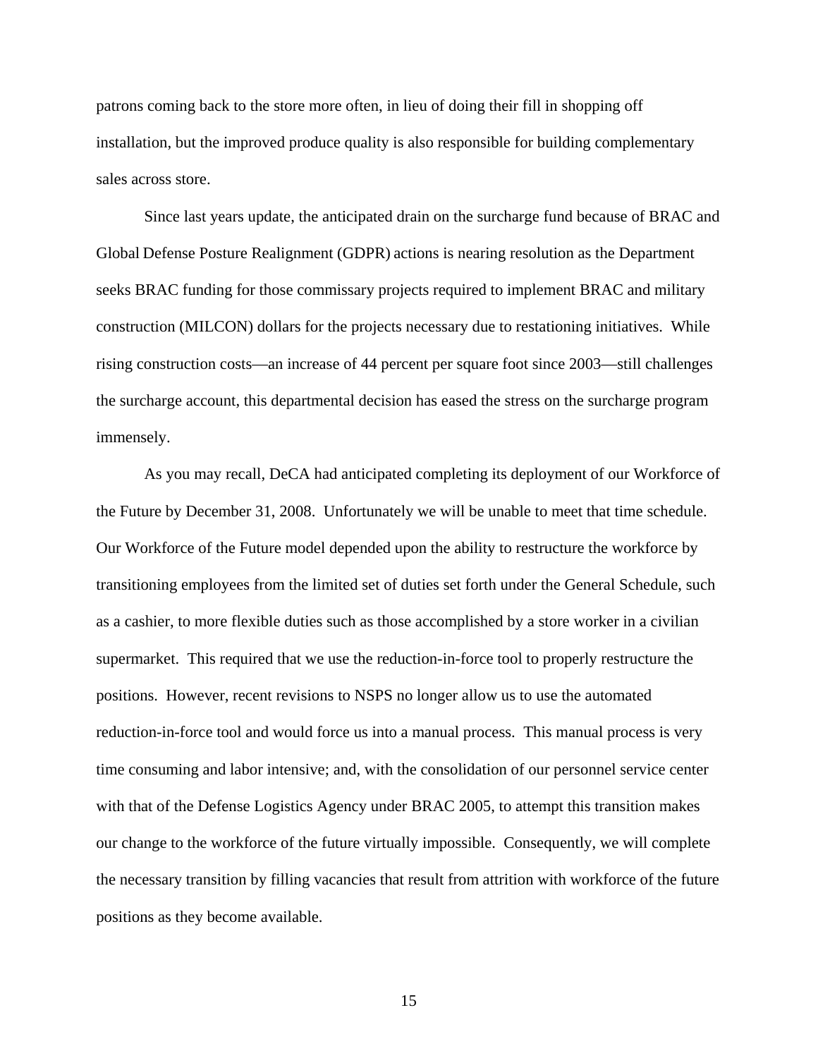patrons coming back to the store more often, in lieu of doing their fill in shopping off installation, but the improved produce quality is also responsible for building complementary sales across store.

Since last years update, the anticipated drain on the surcharge fund because of BRAC and Global Defense Posture Realignment (GDPR) actions is nearing resolution as the Department seeks BRAC funding for those commissary projects required to implement BRAC and military construction (MILCON) dollars for the projects necessary due to restationing initiatives. While rising construction costs—an increase of 44 percent per square foot since 2003—still challenges the surcharge account, this departmental decision has eased the stress on the surcharge program immensely.

As you may recall, DeCA had anticipated completing its deployment of our Workforce of the Future by December 31, 2008. Unfortunately we will be unable to meet that time schedule. Our Workforce of the Future model depended upon the ability to restructure the workforce by transitioning employees from the limited set of duties set forth under the General Schedule, such as a cashier, to more flexible duties such as those accomplished by a store worker in a civilian supermarket. This required that we use the reduction-in-force tool to properly restructure the positions. However, recent revisions to NSPS no longer allow us to use the automated reduction-in-force tool and would force us into a manual process. This manual process is very time consuming and labor intensive; and, with the consolidation of our personnel service center with that of the Defense Logistics Agency under BRAC 2005, to attempt this transition makes our change to the workforce of the future virtually impossible. Consequently, we will complete the necessary transition by filling vacancies that result from attrition with workforce of the future positions as they become available.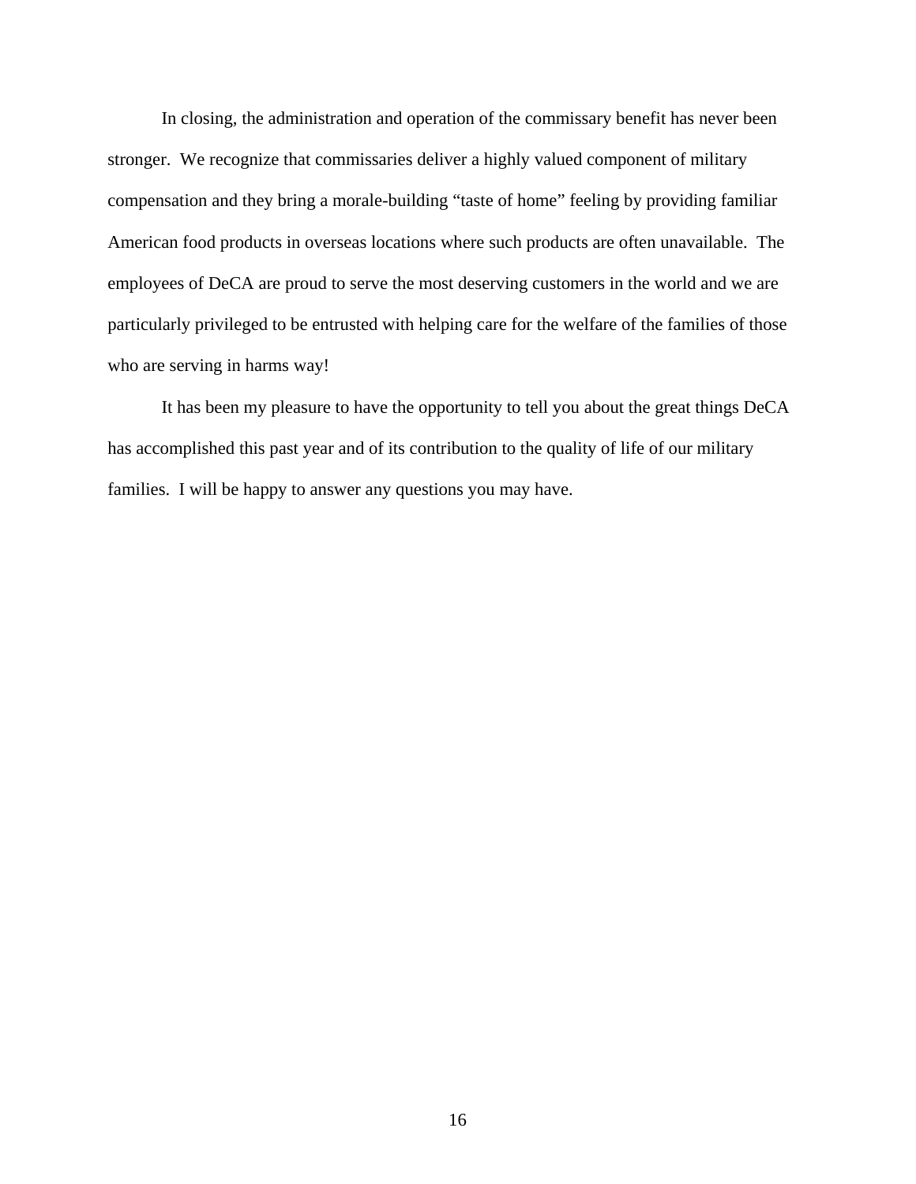In closing, the administration and operation of the commissary benefit has never been stronger.  We recognize that commissaries deliver a highly valued component of military compensation and they bring a morale-building “taste of home” feeling by providing familiar American food products in overseas locations where such products are often unavailable.  The employees of DeCA are proud to serve the most deserving customers in the world and we are particularly privileged to be entrusted with helping care for the welfare of the families of those who are serving in harms way!

It has been my pleasure to have the opportunity to tell you about the great things DeCA has accomplished this past year and of its contribution to the quality of life of our military families.  I will be happy to answer any questions you may have.